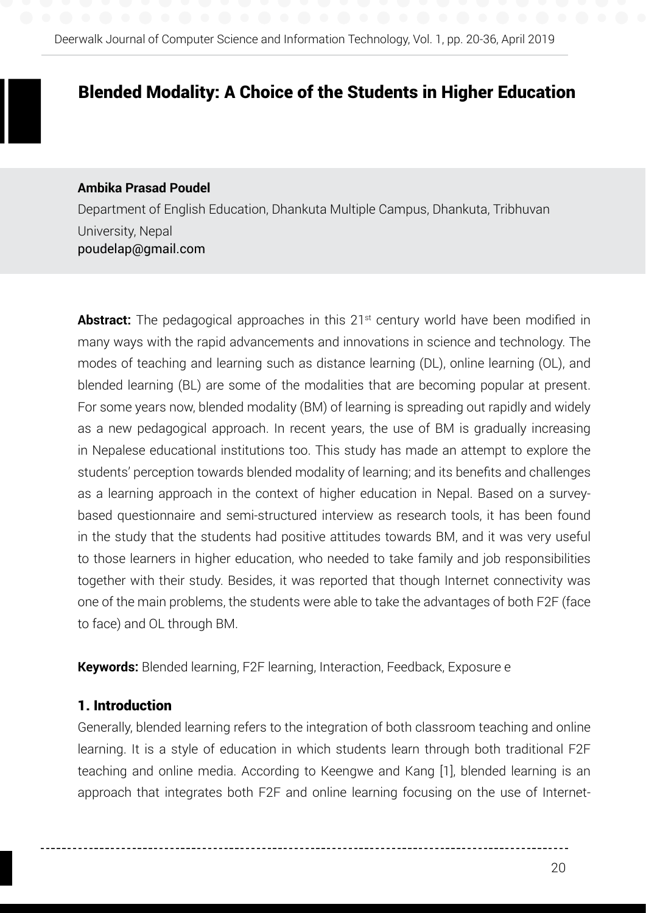# Blended Modality: A Choice of the Students in Higher Education

**Ambika Prasad Poudel**

Department of English Education, Dhankuta Multiple Campus, Dhankuta, Tribhuvan University, Nepal

poudelap@gmail.com

**Abstract:** The pedagogical approaches in this 21st century world have been modified in many ways with the rapid advancements and innovations in science and technology. The modes of teaching and learning such as distance learning (DL), online learning (OL), and blended learning (BL) are some of the modalities that are becoming popular at present. For some years now, blended modality (BM) of learning is spreading out rapidly and widely as a new pedagogical approach. In recent years, the use of BM is gradually increasing in Nepalese educational institutions too. This study has made an attempt to explore the students' perception towards blended modality of learning; and its benefits and challenges as a learning approach in the context of higher education in Nepal. Based on a survey-based questionnaire and semi-structured interview as research tools, it has been found in the study that the students had positive attitudes towards BM, and it was very useful to those learners in higher education, who needed to take family and job responsibilities together with their study. Besides, it was reported that though Internet connectivity was one of the main problems, the students were able to take the advantages of both F2F (face to face) and OL through BM.

**Keywords:** Blended learning, F2F learning, Interaction, Feedback, Exposure e

## 1. Introduction

Generally, blended learning refers to the integration of both classroom teaching and online learning. It is a style of education in which students learn through both traditional F2F teaching and online media. According to Keengwe and Kang [1], blended learning is an approach that integrates both F2F and online learning focusing on the use of Internet-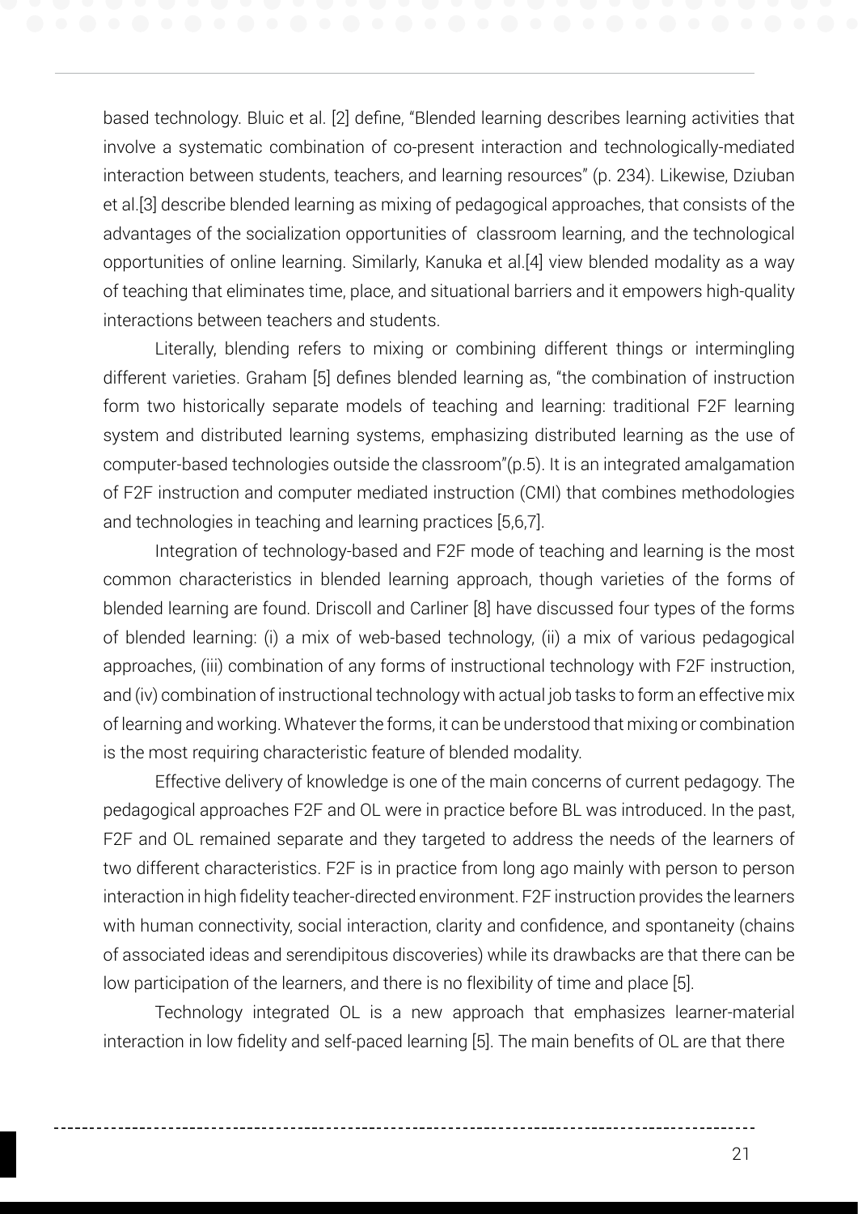based technology. Bluic et al. [2] define, "Blended learning describes learning activities that involve a systematic combination of co-present interaction and technologically-mediated interaction between students, teachers, and learning resources" (p. 234). Likewise, Dziuban et al.[3] describe blended learning as mixing of pedagogical approaches, that consists of the advantages of the socialization opportunities of classroom learning, and the technological opportunities of online learning. Similarly, Kanuka et al.[4] view blended modality as a way of teaching that eliminates time, place, and situational barriers and it empowers high-quality interactions between teachers and students.

Literally, blending refers to mixing or combining different things or intermingling different varieties. Graham [5] defines blended learning as, "the combination of instruction form two historically separate models of teaching and learning: traditional F2F learning system and distributed learning systems, emphasizing distributed learning as the use of computer-based technologies outside the classroom"(p.5). It is an integrated amalgamation of F2F instruction and computer mediated instruction (CMI) that combines methodologies and technologies in teaching and learning practices [5,6,7].

Integration of technology-based and F2F mode of teaching and learning is the most common characteristics in blended learning approach, though varieties of the forms of blended learning are found. Driscoll and Carliner [8] have discussed four types of the forms of blended learning: (i) a mix of web-based technology, (ii) a mix of various pedagogical approaches, (iii) combination of any forms of instructional technology with F2F instruction, and (iv) combination of instructional technology with actual job tasks to form an effective mix of learning and working. Whatever the forms, it can be understood that mixing or combination is the most requiring characteristic feature of blended modality.

Effective delivery of knowledge is one of the main concerns of current pedagogy. The pedagogical approaches F2F and OL were in practice before BL was introduced. In the past, F2F and OL remained separate and they targeted to address the needs of the learners of two different characteristics. F2F is in practice from long ago mainly with person to person interaction in high fidelity teacher-directed environment. F2F instruction provides the learners with human connectivity, social interaction, clarity and confidence, and spontaneity (chains of associated ideas and serendipitous discoveries) while its drawbacks are that there can be low participation of the learners, and there is no flexibility of time and place [5].

Technology integrated OL is a new approach that emphasizes learner-material interaction in low fidelity and self-paced learning [5]. The main benefits of OL are that there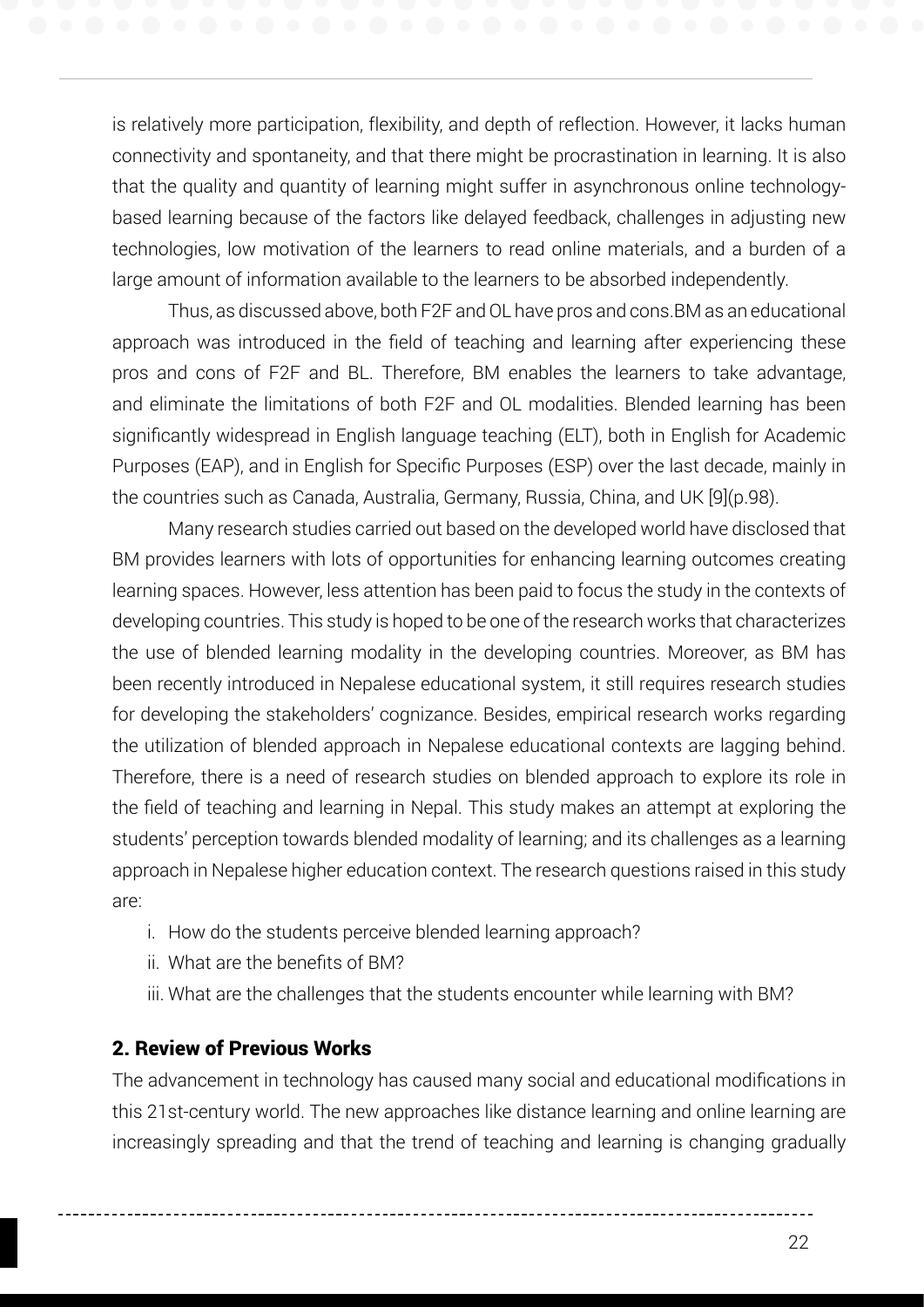is relatively more participation, flexibility, and depth of reflection. However, it lacks human connectivity and spontaneity, and that there might be procrastination in learning. It is also that the quality and quantity of learning might suffer in asynchronous online technology-based learning because of the factors like delayed feedback, challenges in adjusting new technologies, low motivation of the learners to read online materials, and a burden of a large amount of information available to the learners to be absorbed independently.

Thus, as discussed above, both F2F and OL have pros and cons.BM as an educational approach was introduced in the field of teaching and learning after experiencing these pros and cons of F2F and BL. Therefore, BM enables the learners to take advantage, and eliminate the limitations of both F2F and OL modalities. Blended learning has been significantly widespread in English language teaching (ELT), both in English for Academic Purposes (EAP), and in English for Specific Purposes (ESP) over the last decade, mainly in the countries such as Canada, Australia, Germany, Russia, China, and UK [9](p.98).

Many research studies carried out based on the developed world have disclosed that BM provides learners with lots of opportunities for enhancing learning outcomes creating learning spaces. However, less attention has been paid to focus the study in the contexts of developing countries. This study is hoped to be one of the research works that characterizes the use of blended learning modality in the developing countries. Moreover, as BM has been recently introduced in Nepalese educational system, it still requires research studies for developing the stakeholders' cognizance. Besides, empirical research works regarding the utilization of blended approach in Nepalese educational contexts are lagging behind. Therefore, there is a need of research studies on blended approach to explore its role in the field of teaching and learning in Nepal. This study makes an attempt at exploring the students' perception towards blended modality of learning; and its challenges as a learning approach in Nepalese higher education context. The research questions raised in this study are:

i. How do the students perceive blended learning approach?
ii. What are the benefits of BM?
iii. What are the challenges that the students encounter while learning with BM?

## 2. Review of Previous Works

The advancement in technology has caused many social and educational modifications in this 21st-century world. The new approaches like distance learning and online learning are increasingly spreading and that the trend of teaching and learning is changing gradually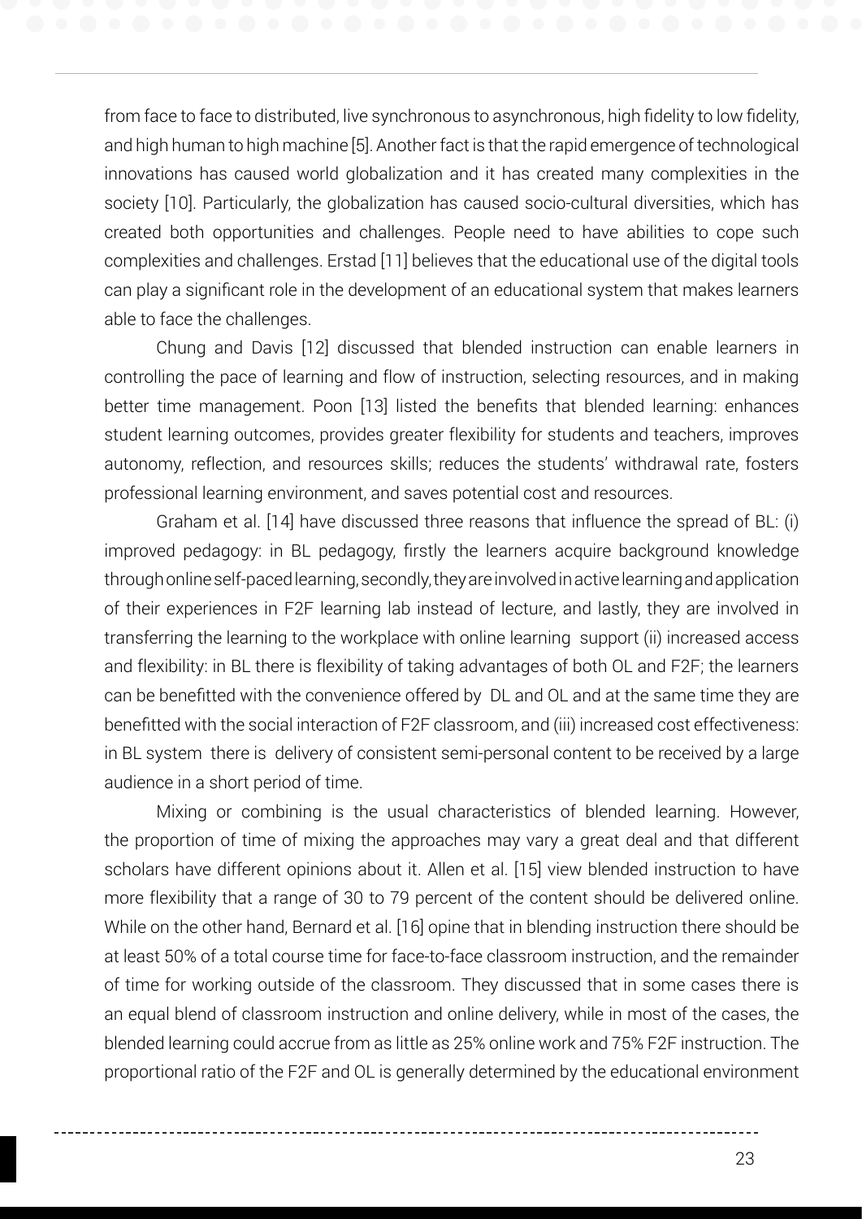from face to face to distributed, live synchronous to asynchronous, high fidelity to low fidelity, and high human to high machine [5]. Another fact is that the rapid emergence of technological innovations has caused world globalization and it has created many complexities in the society [10]. Particularly, the globalization has caused socio-cultural diversities, which has created both opportunities and challenges. People need to have abilities to cope such complexities and challenges. Erstad [11] believes that the educational use of the digital tools can play a significant role in the development of an educational system that makes learners able to face the challenges.

Chung and Davis [12] discussed that blended instruction can enable learners in controlling the pace of learning and flow of instruction, selecting resources, and in making better time management. Poon [13] listed the benefits that blended learning: enhances student learning outcomes, provides greater flexibility for students and teachers, improves autonomy, reflection, and resources skills; reduces the students' withdrawal rate, fosters professional learning environment, and saves potential cost and resources.

Graham et al. [14] have discussed three reasons that influence the spread of BL: (i) improved pedagogy: in BL pedagogy, firstly the learners acquire background knowledge through online self-paced learning, secondly, they are involved in active learning and application of their experiences in F2F learning lab instead of lecture, and lastly, they are involved in transferring the learning to the workplace with online learning support (ii) increased access and flexibility: in BL there is flexibility of taking advantages of both OL and F2F; the learners can be benefitted with the convenience offered by DL and OL and at the same time they are benefitted with the social interaction of F2F classroom, and (iii) increased cost effectiveness: in BL system there is delivery of consistent semi-personal content to be received by a large audience in a short period of time.

Mixing or combining is the usual characteristics of blended learning. However, the proportion of time of mixing the approaches may vary a great deal and that different scholars have different opinions about it. Allen et al. [15] view blended instruction to have more flexibility that a range of 30 to 79 percent of the content should be delivered online. While on the other hand, Bernard et al. [16] opine that in blending instruction there should be at least 50% of a total course time for face-to-face classroom instruction, and the remainder of time for working outside of the classroom. They discussed that in some cases there is an equal blend of classroom instruction and online delivery, while in most of the cases, the blended learning could accrue from as little as 25% online work and 75% F2F instruction. The proportional ratio of the F2F and OL is generally determined by the educational environment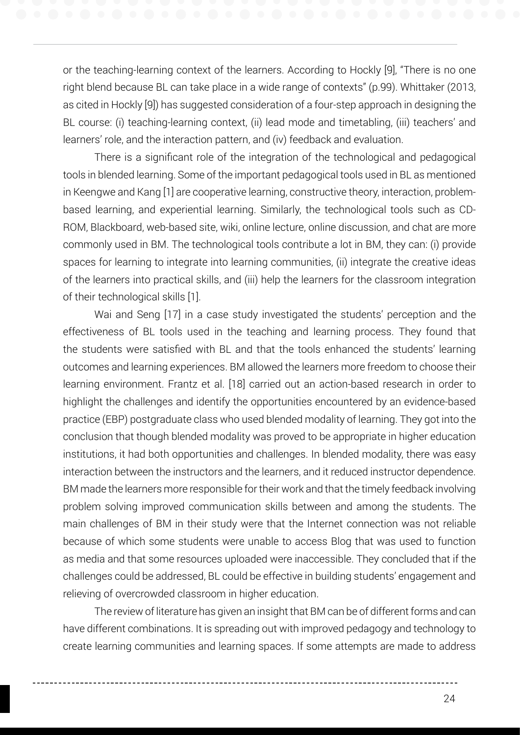or the teaching-learning context of the learners. According to Hockly [9], "There is no one right blend because BL can take place in a wide range of contexts" (p.99). Whittaker (2013, as cited in Hockly [9]) has suggested consideration of a four-step approach in designing the BL course: (i) teaching-learning context, (ii) lead mode and timetabling, (iii) teachers' and learners' role, and the interaction pattern, and (iv) feedback and evaluation.

There is a significant role of the integration of the technological and pedagogical tools in blended learning. Some of the important pedagogical tools used in BL as mentioned in Keengwe and Kang [1] are cooperative learning, constructive theory, interaction, problem-based learning, and experiential learning. Similarly, the technological tools such as CD-ROM, Blackboard, web-based site, wiki, online lecture, online discussion, and chat are more commonly used in BM. The technological tools contribute a lot in BM, they can: (i) provide spaces for learning to integrate into learning communities, (ii) integrate the creative ideas of the learners into practical skills, and (iii) help the learners for the classroom integration of their technological skills [1].

Wai and Seng [17] in a case study investigated the students' perception and the effectiveness of BL tools used in the teaching and learning process. They found that the students were satisfied with BL and that the tools enhanced the students' learning outcomes and learning experiences. BM allowed the learners more freedom to choose their learning environment. Frantz et al. [18] carried out an action-based research in order to highlight the challenges and identify the opportunities encountered by an evidence-based practice (EBP) postgraduate class who used blended modality of learning. They got into the conclusion that though blended modality was proved to be appropriate in higher education institutions, it had both opportunities and challenges. In blended modality, there was easy interaction between the instructors and the learners, and it reduced instructor dependence. BM made the learners more responsible for their work and that the timely feedback involving problem solving improved communication skills between and among the students. The main challenges of BM in their study were that the Internet connection was not reliable because of which some students were unable to access Blog that was used to function as media and that some resources uploaded were inaccessible. They concluded that if the challenges could be addressed, BL could be effective in building students' engagement and relieving of overcrowded classroom in higher education.

The review of literature has given an insight that BM can be of different forms and can have different combinations. It is spreading out with improved pedagogy and technology to create learning communities and learning spaces. If some attempts are made to address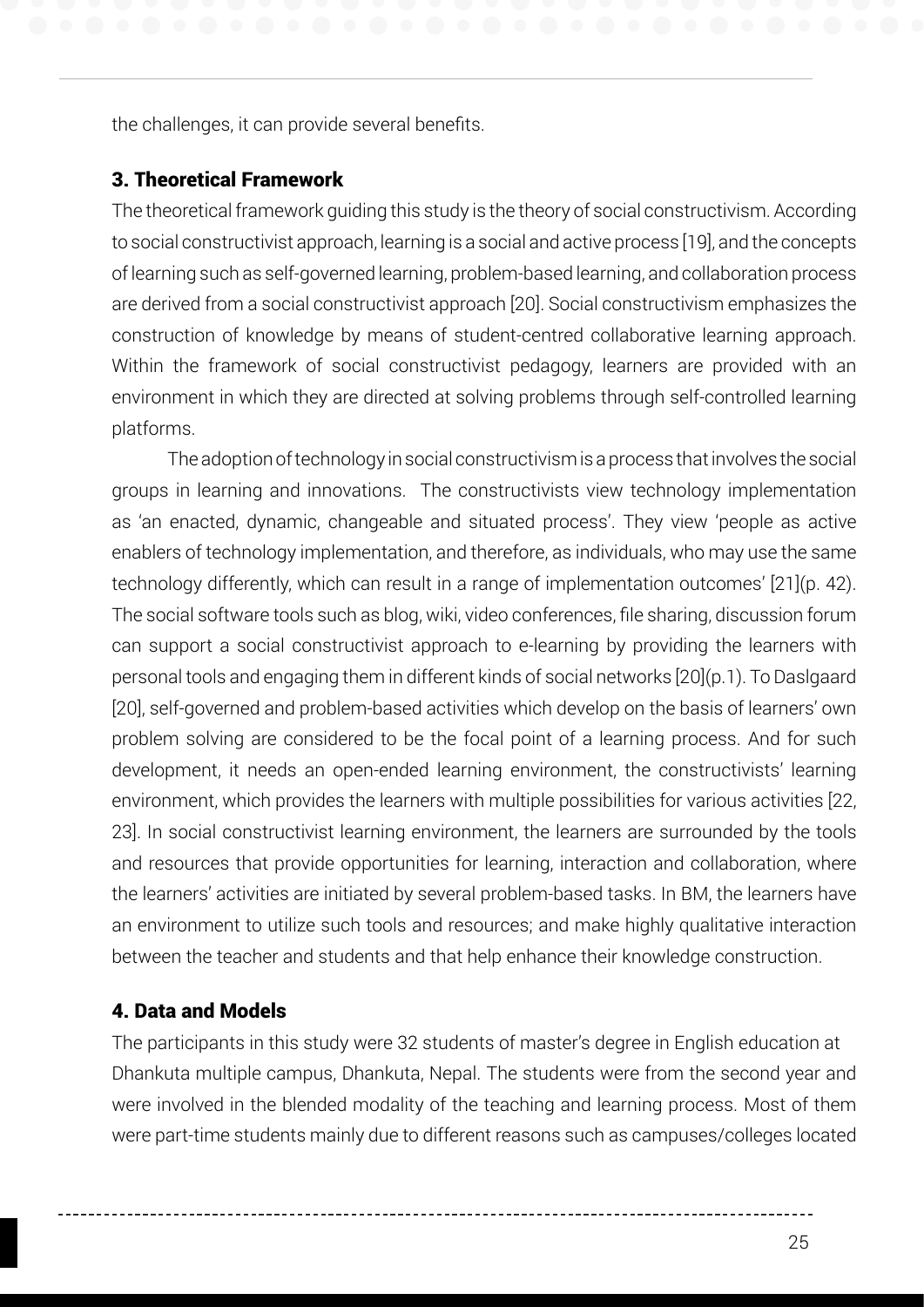the challenges, it can provide several benefits.

## 3. Theoretical Framework

The theoretical framework guiding this study is the theory of social constructivism. According to social constructivist approach, learning is a social and active process [19], and the concepts of learning such as self-governed learning, problem-based learning, and collaboration process are derived from a social constructivist approach [20]. Social constructivism emphasizes the construction of knowledge by means of student-centred collaborative learning approach. Within the framework of social constructivist pedagogy, learners are provided with an environment in which they are directed at solving problems through self-controlled learning platforms.

The adoption of technology in social constructivism is a process that involves the social groups in learning and innovations. The constructivists view technology implementation as 'an enacted, dynamic, changeable and situated process'. They view 'people as active enablers of technology implementation, and therefore, as individuals, who may use the same technology differently, which can result in a range of implementation outcomes' [21](p. 42). The social software tools such as blog, wiki, video conferences, file sharing, discussion forum can support a social constructivist approach to e-learning by providing the learners with personal tools and engaging them in different kinds of social networks [20](p.1). To Daslgaard [20], self-governed and problem-based activities which develop on the basis of learners' own problem solving are considered to be the focal point of a learning process. And for such development, it needs an open-ended learning environment, the constructivists' learning environment, which provides the learners with multiple possibilities for various activities [22, 23]. In social constructivist learning environment, the learners are surrounded by the tools and resources that provide opportunities for learning, interaction and collaboration, where the learners' activities are initiated by several problem-based tasks. In BM, the learners have an environment to utilize such tools and resources; and make highly qualitative interaction between the teacher and students and that help enhance their knowledge construction.

## 4. Data and Models

The participants in this study were 32 students of master's degree in English education at Dhankuta multiple campus, Dhankuta, Nepal. The students were from the second year and were involved in the blended modality of the teaching and learning process. Most of them were part-time students mainly due to different reasons such as campuses/colleges located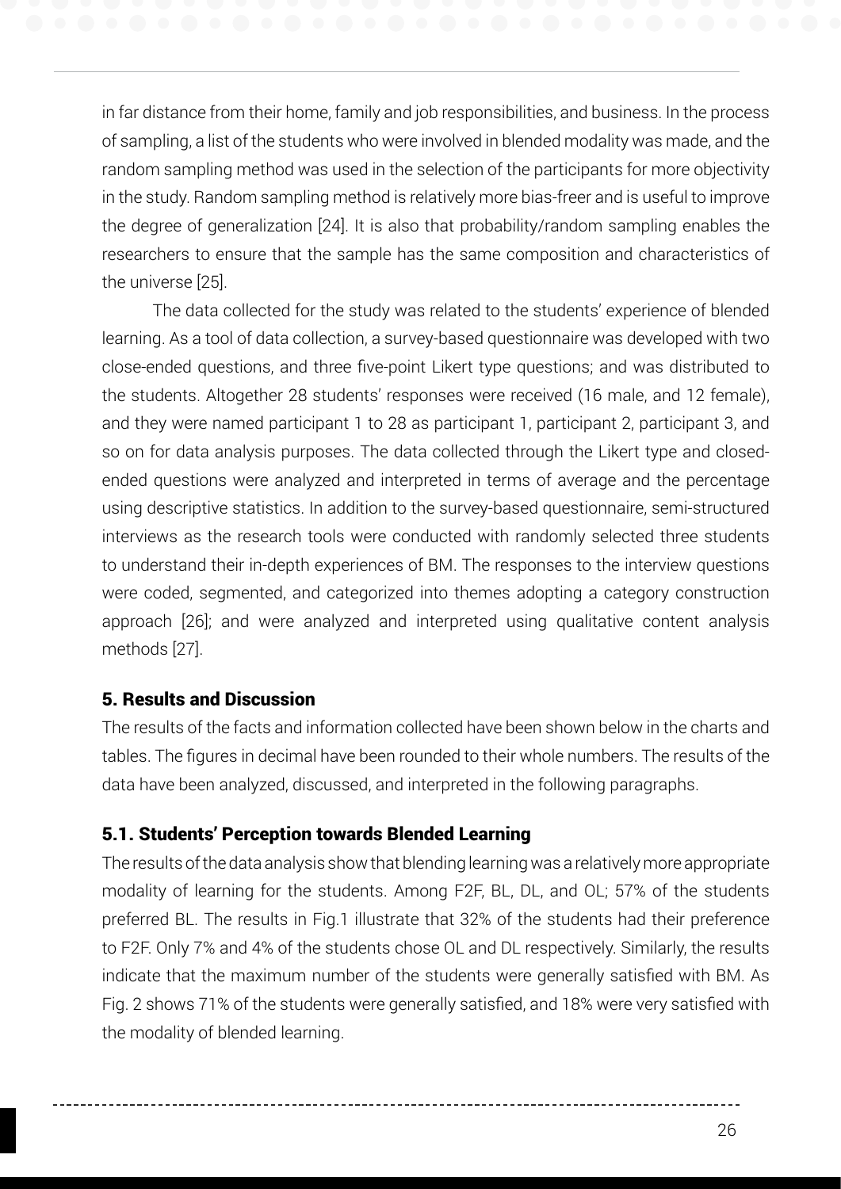in far distance from their home, family and job responsibilities, and business. In the process of sampling, a list of the students who were involved in blended modality was made, and the random sampling method was used in the selection of the participants for more objectivity in the study. Random sampling method is relatively more bias-freer and is useful to improve the degree of generalization [24]. It is also that probability/random sampling enables the researchers to ensure that the sample has the same composition and characteristics of the universe [25].

The data collected for the study was related to the students' experience of blended learning. As a tool of data collection, a survey-based questionnaire was developed with two close-ended questions, and three five-point Likert type questions; and was distributed to the students. Altogether 28 students' responses were received (16 male, and 12 female), and they were named participant 1 to 28 as participant 1, participant 2, participant 3, and so on for data analysis purposes. The data collected through the Likert type and closed-ended questions were analyzed and interpreted in terms of average and the percentage using descriptive statistics. In addition to the survey-based questionnaire, semi-structured interviews as the research tools were conducted with randomly selected three students to understand their in-depth experiences of BM. The responses to the interview questions were coded, segmented, and categorized into themes adopting a category construction approach [26]; and were analyzed and interpreted using qualitative content analysis methods [27].

## 5. Results and Discussion

The results of the facts and information collected have been shown below in the charts and tables. The figures in decimal have been rounded to their whole numbers. The results of the data have been analyzed, discussed, and interpreted in the following paragraphs.

### 5.1. Students' Perception towards Blended Learning

The results of the data analysis show that blending learning was a relatively more appropriate modality of learning for the students. Among F2F, BL, DL, and OL; 57% of the students preferred BL. The results in Fig.1 illustrate that 32% of the students had their preference to F2F. Only 7% and 4% of the students chose OL and DL respectively. Similarly, the results indicate that the maximum number of the students were generally satisfied with BM. As Fig. 2 shows 71% of the students were generally satisfied, and 18% were very satisfied with the modality of blended learning.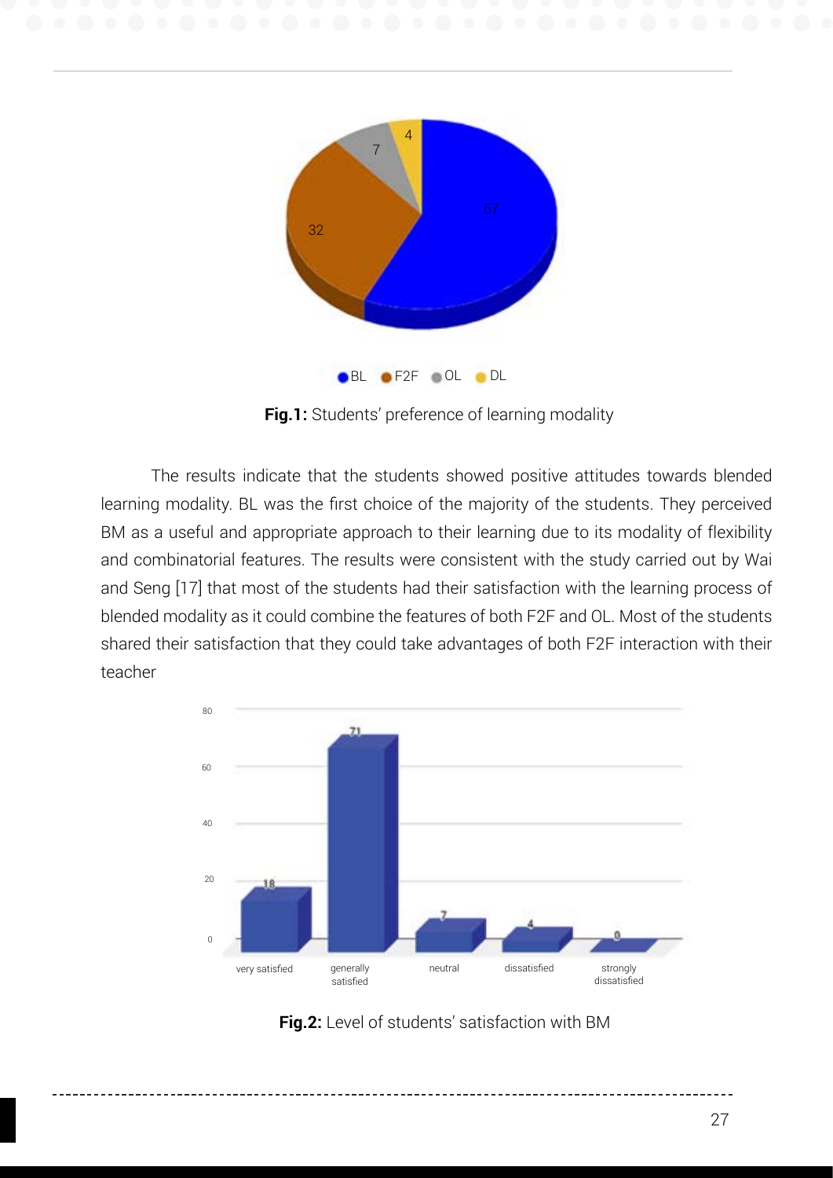**Fig.1:** Students' preference of learning modality

The results indicate that the students showed positive attitudes towards blended learning modality. BL was the first choice of the majority of the students. They perceived BM as a useful and appropriate approach to their learning due to its modality of flexibility and combinatorial features. The results were consistent with the study carried out by Wai and Seng [17] that most of the students had their satisfaction with the learning process of blended modality as it could combine the features of both F2F and OL. Most of the students shared their satisfaction that they could take advantages of both F2F interaction with their teacher

**Fig.2:** Level of students' satisfaction with BM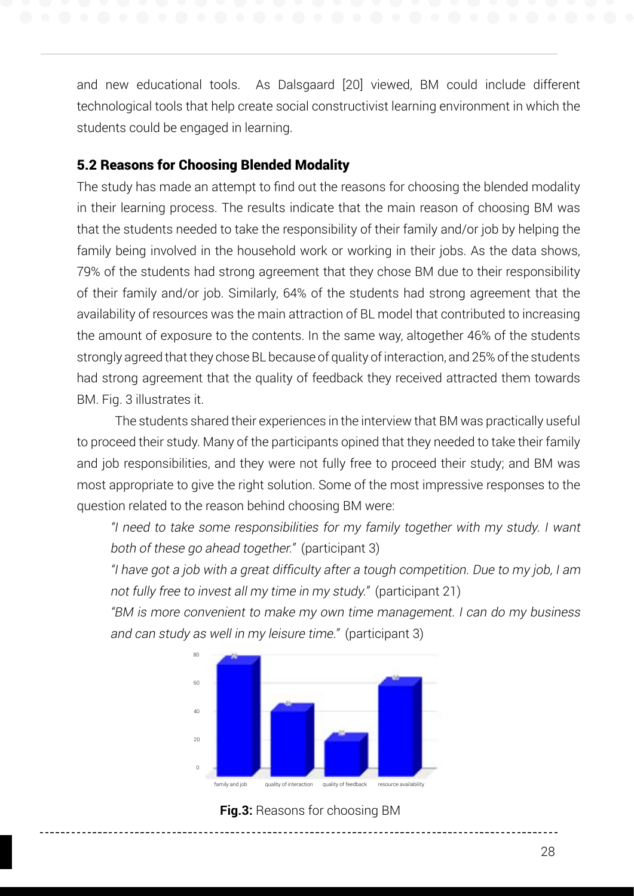and new educational tools. As Dalsgaard [20] viewed, BM could include different technological tools that help create social constructivist learning environment in which the students could be engaged in learning.

### 5.2 Reasons for Choosing Blended Modality

The study has made an attempt to find out the reasons for choosing the blended modality in their learning process. The results indicate that the main reason of choosing BM was that the students needed to take the responsibility of their family and/or job by helping the family being involved in the household work or working in their jobs. As the data shows, 79% of the students had strong agreement that they chose BM due to their responsibility of their family and/or job. Similarly, 64% of the students had strong agreement that the availability of resources was the main attraction of BL model that contributed to increasing the amount of exposure to the contents. In the same way, altogether 46% of the students strongly agreed that they chose BL because of quality of interaction, and 25% of the students had strong agreement that the quality of feedback they received attracted them towards BM. Fig. 3 illustrates it.

The students shared their experiences in the interview that BM was practically useful to proceed their study. Many of the participants opined that they needed to take their family and job responsibilities, and they were not fully free to proceed their study; and BM was most appropriate to give the right solution. Some of the most impressive responses to the question related to the reason behind choosing BM were:

> *"I need to take some responsibilities for my family together with my study. I want both of these go ahead together."* (participant 3)
>
> *"I have got a job with a great difficulty after a tough competition. Due to my job, I am not fully free to invest all my time in my study."* (participant 21)
>
> *"BM is more convenient to make my own time management. I can do my business and can study as well in my leisure time."* (participant 3)

**Fig.3:** Reasons for choosing BM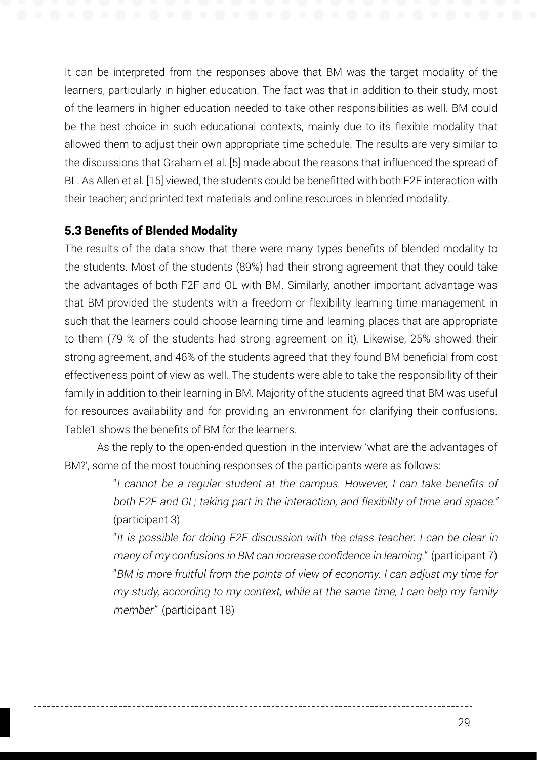It can be interpreted from the responses above that BM was the target modality of the learners, particularly in higher education. The fact was that in addition to their study, most of the learners in higher education needed to take other responsibilities as well. BM could be the best choice in such educational contexts, mainly due to its flexible modality that allowed them to adjust their own appropriate time schedule. The results are very similar to the discussions that Graham et al. [5] made about the reasons that influenced the spread of BL. As Allen et al. [15] viewed, the students could be benefitted with both F2F interaction with their teacher; and printed text materials and online resources in blended modality.

### 5.3 Benefits of Blended Modality

The results of the data show that there were many types benefits of blended modality to the students. Most of the students (89%) had their strong agreement that they could take the advantages of both F2F and OL with BM. Similarly, another important advantage was that BM provided the students with a freedom or flexibility learning-time management in such that the learners could choose learning time and learning places that are appropriate to them (79 % of the students had strong agreement on it). Likewise, 25% showed their strong agreement, and 46% of the students agreed that they found BM beneficial from cost effectiveness point of view as well. The students were able to take the responsibility of their family in addition to their learning in BM. Majority of the students agreed that BM was useful for resources availability and for providing an environment for clarifying their confusions. Table1 shows the benefits of BM for the learners.

As the reply to the open-ended question in the interview 'what are the advantages of BM?', some of the most touching responses of the participants were as follows:

> "*I cannot be a regular student at the campus. However, I can take benefits of both F2F and OL; taking part in the interaction, and flexibility of time and space.*" (participant 3)
>
> "*It is possible for doing F2F discussion with the class teacher. I can be clear in many of my confusions in BM can increase confidence in learning.*" (participant 7)
>
> "*BM is more fruitful from the points of view of economy. I can adjust my time for my study, according to my context, while at the same time, I can help my family member*" (participant 18)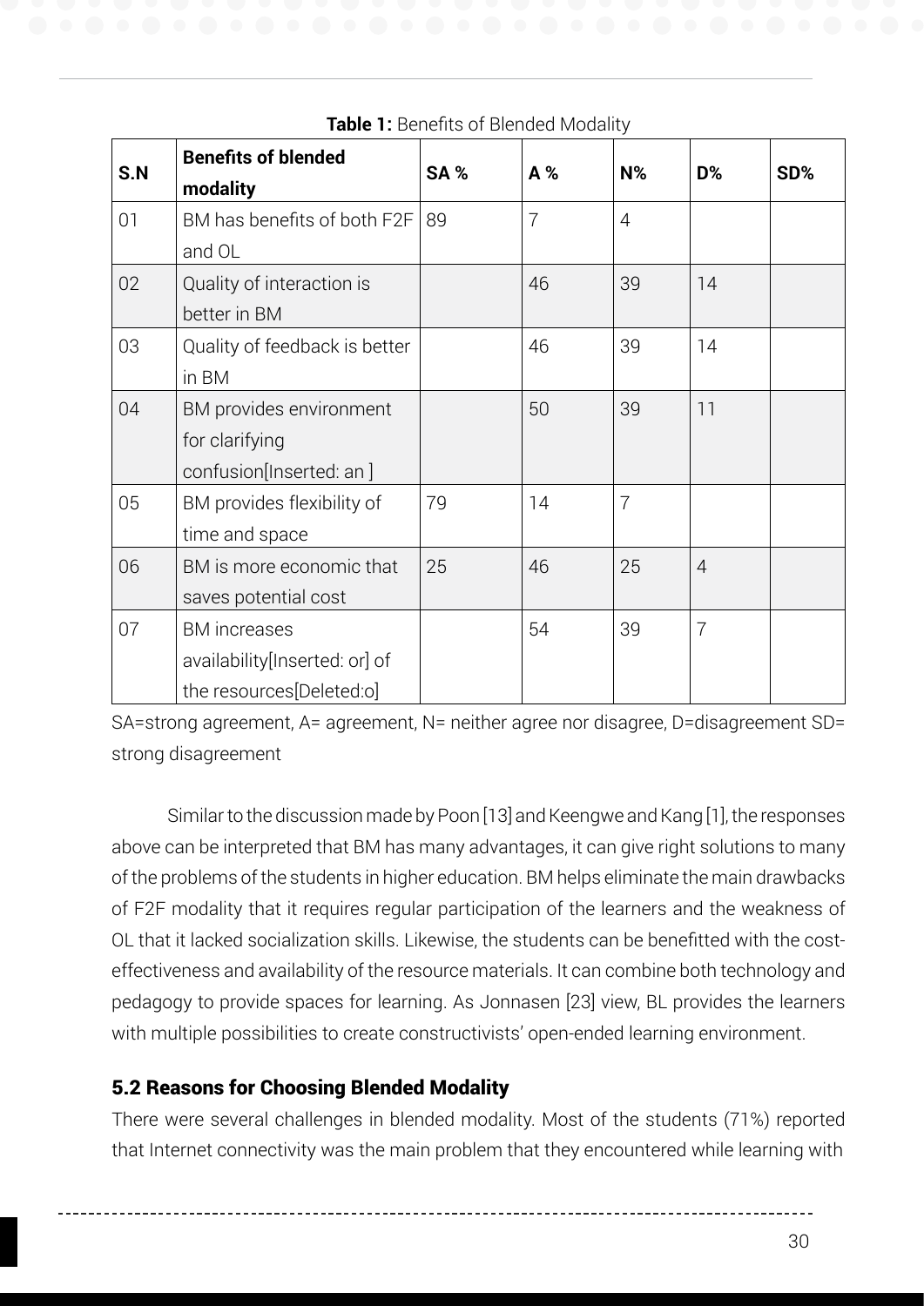**Table 1:** Benefits of Blended Modality

| S.N | Benefits of blended modality | SA % | A % | N% | D% | SD% |
|---|---|---|---|---|---|---|
| 01 | BM has benefits of both F2F and OL | 89 | 7 | 4 | | |
| 02 | Quality of interaction is better in BM | | 46 | 39 | 14 | |
| 03 | Quality of feedback is better in BM | | 46 | 39 | 14 | |
| 04 | BM provides environment for clarifying confusion[Inserted: an ] | | 50 | 39 | 11 | |
| 05 | BM provides flexibility of time and space | 79 | 14 | 7 | | |
| 06 | BM is more economic that saves potential cost | 25 | 46 | 25 | 4 | |
| 07 | BM increases availability[Inserted: or] of the resources[Deleted:o] | | 54 | 39 | 7 | |

SA=strong agreement, A= agreement, N= neither agree nor disagree, D=disagreement SD= strong disagreement

Similar to the discussion made by Poon [13] and Keengwe and Kang [1], the responses above can be interpreted that BM has many advantages, it can give right solutions to many of the problems of the students in higher education. BM helps eliminate the main drawbacks of F2F modality that it requires regular participation of the learners and the weakness of OL that it lacked socialization skills. Likewise, the students can be benefitted with the cost-effectiveness and availability of the resource materials. It can combine both technology and pedagogy to provide spaces for learning. As Jonnasen [23] view, BL provides the learners with multiple possibilities to create constructivists' open-ended learning environment.

### 5.2 Reasons for Choosing Blended Modality

There were several challenges in blended modality. Most of the students (71%) reported that Internet connectivity was the main problem that they encountered while learning with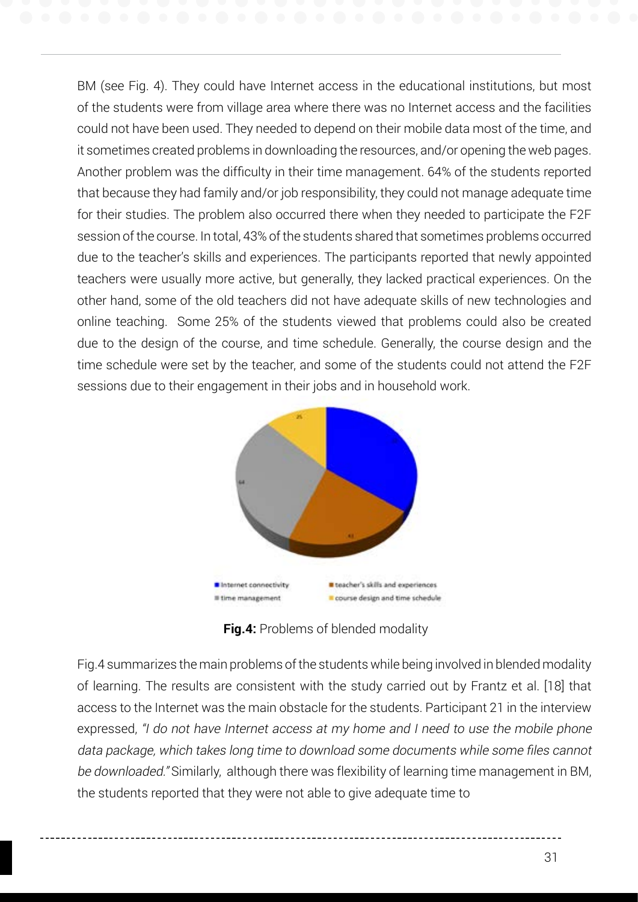BM (see Fig. 4). They could have Internet access in the educational institutions, but most of the students were from village area where there was no Internet access and the facilities could not have been used. They needed to depend on their mobile data most of the time, and it sometimes created problems in downloading the resources, and/or opening the web pages. Another problem was the difficulty in their time management. 64% of the students reported that because they had family and/or job responsibility, they could not manage adequate time for their studies. The problem also occurred there when they needed to participate the F2F session of the course. In total, 43% of the students shared that sometimes problems occurred due to the teacher's skills and experiences. The participants reported that newly appointed teachers were usually more active, but generally, they lacked practical experiences. On the other hand, some of the old teachers did not have adequate skills of new technologies and online teaching. Some 25% of the students viewed that problems could also be created due to the design of the course, and time schedule. Generally, the course design and the time schedule were set by the teacher, and some of the students could not attend the F2F sessions due to their engagement in their jobs and in household work.

**Fig.4:** Problems of blended modality

Fig.4 summarizes the main problems of the students while being involved in blended modality of learning. The results are consistent with the study carried out by Frantz et al. [18] that access to the Internet was the main obstacle for the students. Participant 21 in the interview expressed, *"I do not have Internet access at my home and I need to use the mobile phone data package, which takes long time to download some documents while some files cannot be downloaded."* Similarly, although there was flexibility of learning time management in BM, the students reported that they were not able to give adequate time to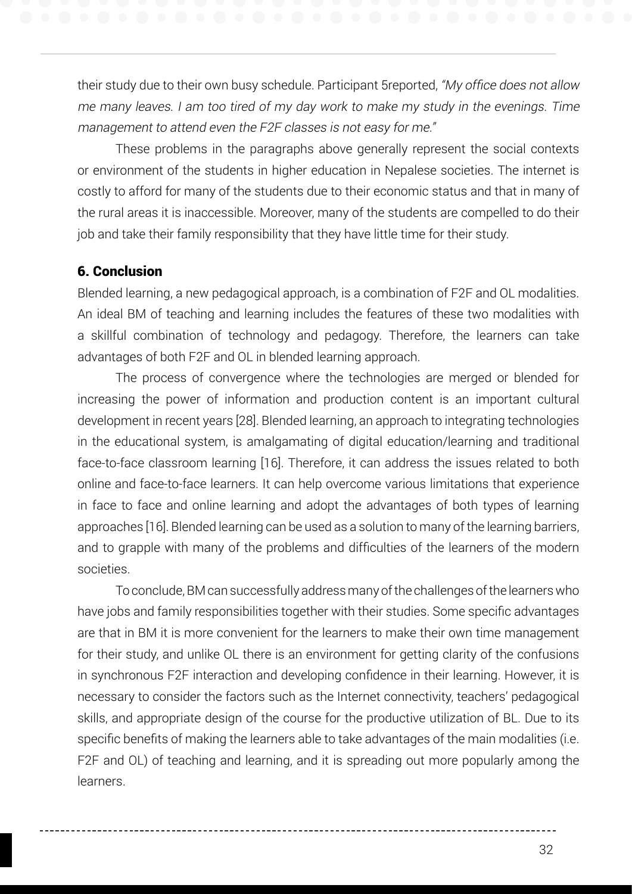their study due to their own busy schedule. Participant 5reported, *"My office does not allow me many leaves. I am too tired of my day work to make my study in the evenings. Time management to attend even the F2F classes is not easy for me."*

These problems in the paragraphs above generally represent the social contexts or environment of the students in higher education in Nepalese societies. The internet is costly to afford for many of the students due to their economic status and that in many of the rural areas it is inaccessible. Moreover, many of the students are compelled to do their job and take their family responsibility that they have little time for their study.

## 6. Conclusion

Blended learning, a new pedagogical approach, is a combination of F2F and OL modalities. An ideal BM of teaching and learning includes the features of these two modalities with a skillful combination of technology and pedagogy. Therefore, the learners can take advantages of both F2F and OL in blended learning approach.

The process of convergence where the technologies are merged or blended for increasing the power of information and production content is an important cultural development in recent years [28]. Blended learning, an approach to integrating technologies in the educational system, is amalgamating of digital education/learning and traditional face-to-face classroom learning [16]. Therefore, it can address the issues related to both online and face-to-face learners. It can help overcome various limitations that experience in face to face and online learning and adopt the advantages of both types of learning approaches [16]. Blended learning can be used as a solution to many of the learning barriers, and to grapple with many of the problems and difficulties of the learners of the modern societies.

To conclude, BM can successfully address many of the challenges of the learners who have jobs and family responsibilities together with their studies. Some specific advantages are that in BM it is more convenient for the learners to make their own time management for their study, and unlike OL there is an environment for getting clarity of the confusions in synchronous F2F interaction and developing confidence in their learning. However, it is necessary to consider the factors such as the Internet connectivity, teachers' pedagogical skills, and appropriate design of the course for the productive utilization of BL. Due to its specific benefits of making the learners able to take advantages of the main modalities (i.e. F2F and OL) of teaching and learning, and it is spreading out more popularly among the learners.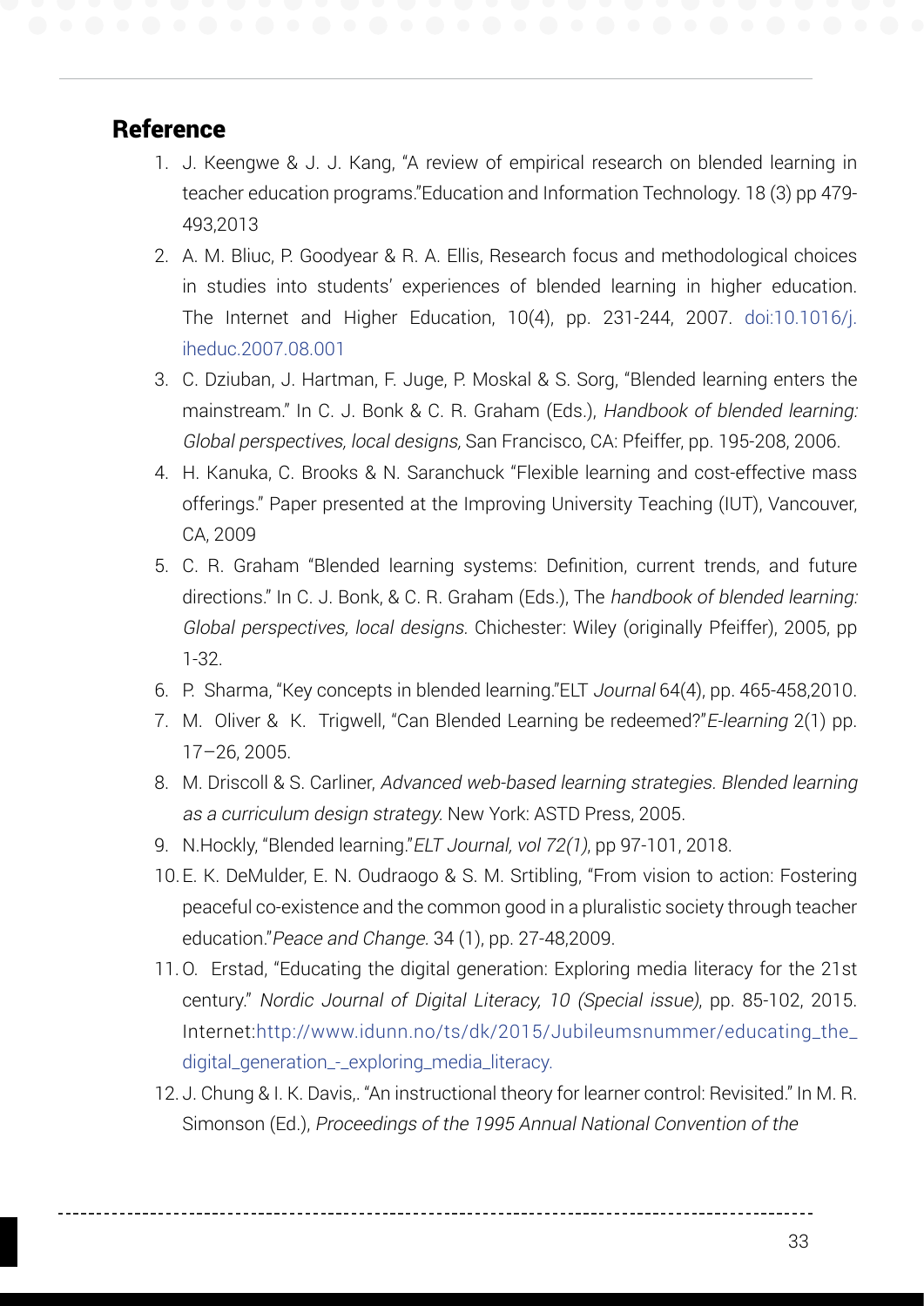## Reference

1. J. Keengwe & J. J. Kang, "A review of empirical research on blended learning in teacher education programs."Education and Information Technology. 18 (3) pp 479-493,2013
2. A. M. Bliuc, P. Goodyear & R. A. Ellis, Research focus and methodological choices in studies into students' experiences of blended learning in higher education. The Internet and Higher Education, 10(4), pp. 231-244, 2007. doi:10.1016/j.iheduc.2007.08.001
3. C. Dziuban, J. Hartman, F. Juge, P. Moskal & S. Sorg, "Blended learning enters the mainstream." In C. J. Bonk & C. R. Graham (Eds.), *Handbook of blended learning: Global perspectives, local designs*, San Francisco, CA: Pfeiffer, pp. 195-208, 2006.
4. H. Kanuka, C. Brooks & N. Saranchuck "Flexible learning and cost-effective mass offerings." Paper presented at the Improving University Teaching (IUT), Vancouver, CA, 2009
5. C. R. Graham "Blended learning systems: Definition, current trends, and future directions." In C. J. Bonk, & C. R. Graham (Eds.), The *handbook of blended learning: Global perspectives, local designs*. Chichester: Wiley (originally Pfeiffer), 2005, pp 1-32.
6. P. Sharma, "Key concepts in blended learning."ELT *Journal* 64(4), pp. 465-458,2010.
7. M. Oliver & K. Trigwell, "Can Blended Learning be redeemed?"*E-learning* 2(1) pp. 17–26, 2005.
8. M. Driscoll & S. Carliner, *Advanced web-based learning strategies. Blended learning as a curriculum design strategy*. New York: ASTD Press, 2005.
9. N.Hockly, "Blended learning."*ELT Journal, vol 72(1)*, pp 97-101, 2018.
10. E. K. DeMulder, E. N. Oudraogo & S. M. Srtibling, "From vision to action: Fostering peaceful co-existence and the common good in a pluralistic society through teacher education."*Peace and Change*. 34 (1), pp. 27-48,2009.
11. O. Erstad, "Educating the digital generation: Exploring media literacy for the 21st century." *Nordic Journal of Digital Literacy, 10 (Special issue)*, pp. 85-102, 2015. Internet:http://www.idunn.no/ts/dk/2015/Jubileumsnummer/educating_the_digital_generation_-_exploring_media_literacy.
12. J. Chung & I. K. Davis,. "An instructional theory for learner control: Revisited." In M. R. Simonson (Ed.), *Proceedings of the 1995 Annual National Convention of the*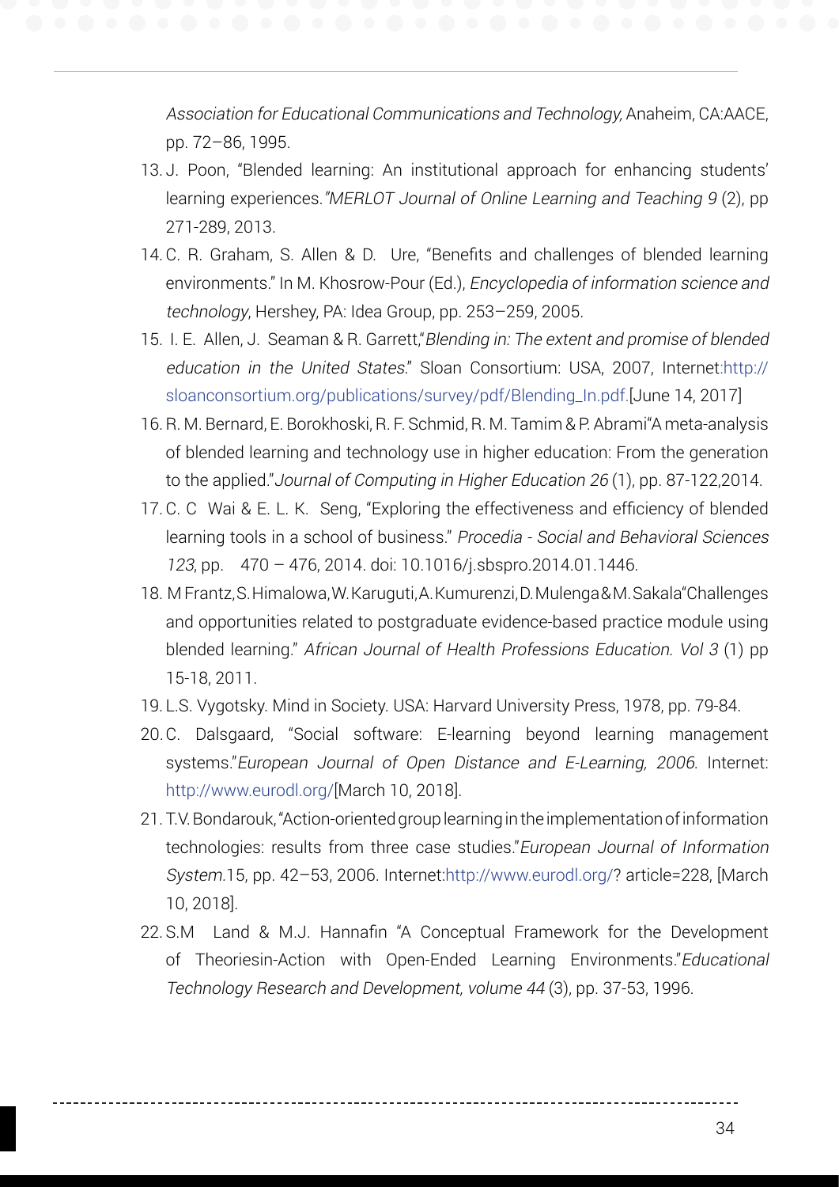*Association for Educational Communications and Technology,* Anaheim, CA:AACE, pp. 72–86, 1995.

13. J. Poon, "Blended learning: An institutional approach for enhancing students' learning experiences.*"MERLOT Journal of Online Learning and Teaching 9* (2), pp 271-289, 2013.
14. C. R. Graham, S. Allen & D. Ure, "Benefits and challenges of blended learning environments." In M. Khosrow-Pour (Ed.), *Encyclopedia of information science and technology*, Hershey, PA: Idea Group, pp. 253–259, 2005.
15. I. E. Allen, J. Seaman & R. Garrett,"*Blending in: The extent and promise of blended education in the United States*." Sloan Consortium: USA, 2007, Internet:http://sloanconsortium.org/publications/survey/pdf/Blending_In.pdf.[June 14, 2017]
16. R. M. Bernard, E. Borokhoski, R. F. Schmid, R. M. Tamim & P. Abrami"A meta-analysis of blended learning and technology use in higher education: From the generation to the applied."*Journal of Computing in Higher Education 26* (1), pp. 87-122,2014.
17. C. C Wai & E. L. K. Seng, "Exploring the effectiveness and efficiency of blended learning tools in a school of business." *Procedia - Social and Behavioral Sciences 123*, pp. 470 – 476, 2014. doi: 10.1016/j.sbspro.2014.01.1446.
18. M Frantz, S. Himalowa, W. Karuguti, A. Kumurenzi, D. Mulenga & M. Sakala"Challenges and opportunities related to postgraduate evidence-based practice module using blended learning." *African Journal of Health Professions Education. Vol 3* (1) pp 15-18, 2011.
19. L.S. Vygotsky. Mind in Society. USA: Harvard University Press, 1978, pp. 79-84.
20. C. Dalsgaard, "Social software: E-learning beyond learning management systems."*European Journal of Open Distance and E-Learning, 2006.* Internet: http://www.eurodl.org/[March 10, 2018].
21. T.V. Bondarouk, "Action-oriented group learning in the implementation of information technologies: results from three case studies."*European Journal of Information System.*15, pp. 42–53, 2006. Internet:http://www.eurodl.org/? article=228, [March 10, 2018].
22. S.M Land & M.J. Hannafin "A Conceptual Framework for the Development of Theoriesin-Action with Open-Ended Learning Environments."*Educational Technology Research and Development, volume 44* (3), pp. 37-53, 1996.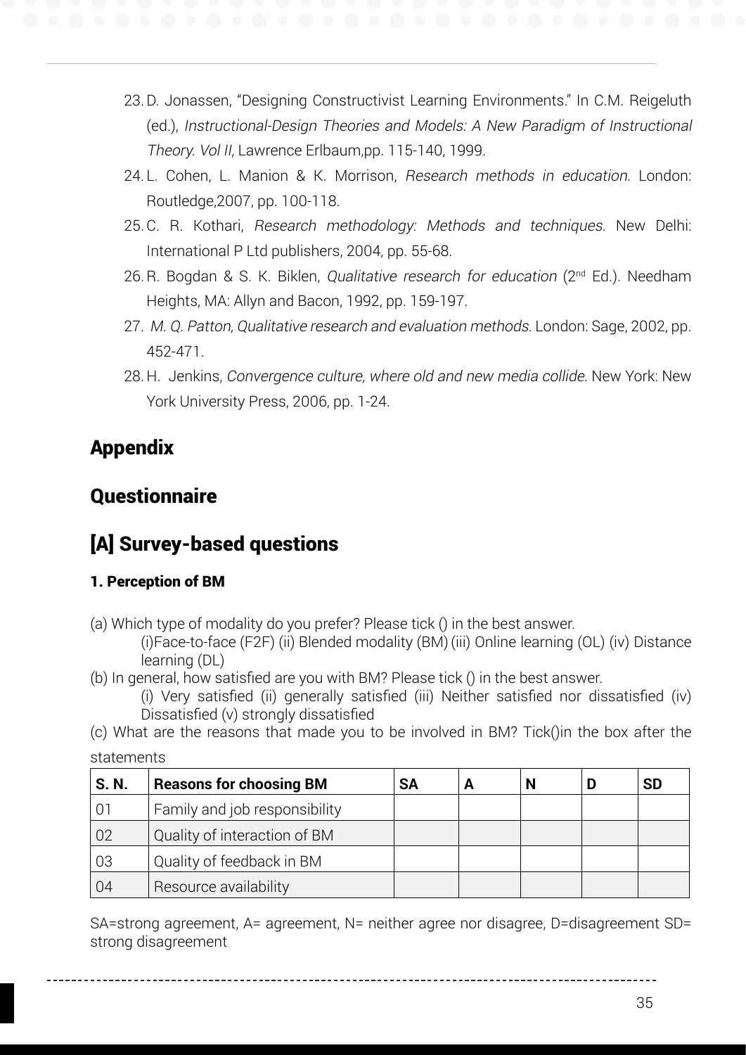23. D. Jonassen, "Designing Constructivist Learning Environments." In C.M. Reigeluth (ed.), *Instructional-Design Theories and Models: A New Paradigm of Instructional Theory. Vol II,* Lawrence Erlbaum,pp. 115-140, 1999.
24. L. Cohen, L. Manion & K. Morrison, *Research methods in education.* London: Routledge,2007, pp. 100-118.
25. C. R. Kothari, *Research methodology: Methods and techniques*. New Delhi: International P Ltd publishers, 2004, pp. 55-68.
26. R. Bogdan & S. K. Biklen, *Qualitative research for education* (2nd Ed.). Needham Heights, MA: Allyn and Bacon, 1992, pp. 159-197.
27. *M. Q. Patton, Qualitative research and evaluation methods.* London: Sage, 2002, pp. 452-471.
28. H. Jenkins, *Convergence culture, where old and new media collide.* New York: New York University Press, 2006, pp. 1-24.

# Appendix

# Questionnaire

## [A] Survey-based questions

### 1. Perception of BM

(a) Which type of modality do you prefer? Please tick () in the best answer.

(i)Face-to-face (F2F) (ii) Blended modality (BM) (iii) Online learning (OL) (iv) Distance learning (DL)

(b) In general, how satisfied are you with BM? Please tick () in the best answer.

(i) Very satisfied (ii) generally satisfied (iii) Neither satisfied nor dissatisfied (iv) Dissatisfied (v) strongly dissatisfied

(c) What are the reasons that made you to be involved in BM? Tick()in the box after the statements

| S. N. | Reasons for choosing BM | SA | A | N | D | SD |
|---|---|---|---|---|---|---|
| 01 | Family and job responsibility | | | | | |
| 02 | Quality of interaction of BM | | | | | |
| 03 | Quality of feedback in BM | | | | | |
| 04 | Resource availability | | | | | |

SA=strong agreement, A= agreement, N= neither agree nor disagree, D=disagreement SD= strong disagreement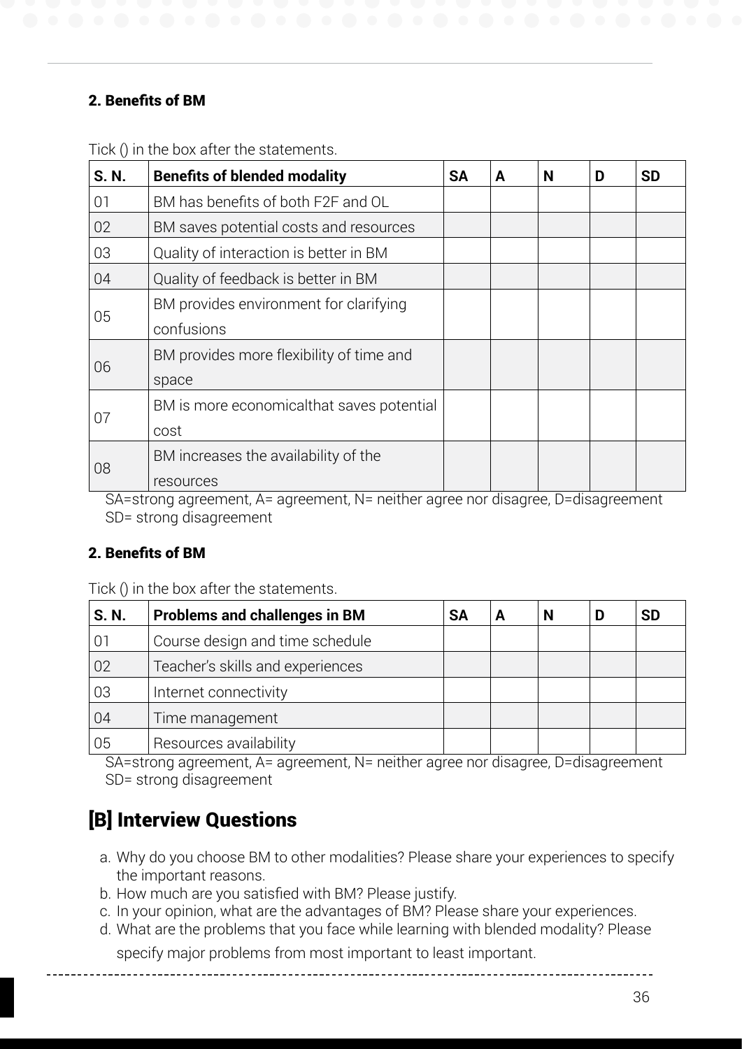**2. Benefits of BM**

Tick () in the box after the statements.

| S. N. | Benefits of blended modality | SA | A | N | D | SD |
|---|---|---|---|---|---|---|
| 01 | BM has benefits of both F2F and OL | | | | | |
| 02 | BM saves potential costs and resources | | | | | |
| 03 | Quality of interaction is better in BM | | | | | |
| 04 | Quality of feedback is better in BM | | | | | |
| 05 | BM provides environment for clarifying confusions | | | | | |
| 06 | BM provides more flexibility of time and space | | | | | |
| 07 | BM is more economicalthat saves potential cost | | | | | |
| 08 | BM increases the availability of the resources | | | | | |

SA=strong agreement, A= agreement, N= neither agree nor disagree, D=disagreement SD= strong disagreement

**2. Benefits of BM**

Tick () in the box after the statements.

| S. N. | Problems and challenges in BM | SA | A | N | D | SD |
|---|---|---|---|---|---|---|
| 01 | Course design and time schedule | | | | | |
| 02 | Teacher's skills and experiences | | | | | |
| 03 | Internet connectivity | | | | | |
| 04 | Time management | | | | | |
| 05 | Resources availability | | | | | |

SA=strong agreement, A= agreement, N= neither agree nor disagree, D=disagreement SD= strong disagreement

## [B] Interview Questions

a. Why do you choose BM to other modalities? Please share your experiences to specify the important reasons.
b. How much are you satisfied with BM? Please justify.
c. In your opinion, what are the advantages of BM? Please share your experiences.
d. What are the problems that you face while learning with blended modality? Please specify major problems from most important to least important.